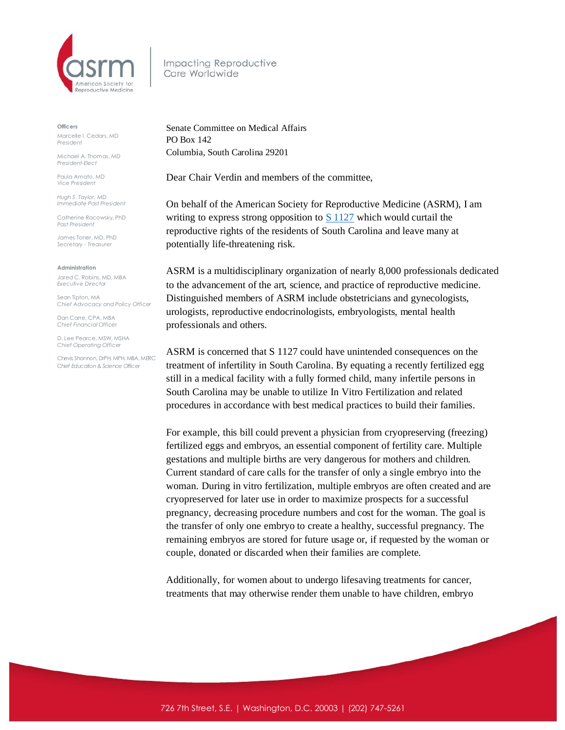Impacting Reproductive Care Worldwide

**Officers**

Marcelle I. Cedars, MD
*President*

Michael A. Thomas, MD
*President-Elect*

Paula Amato, MD
*Vice President*

Hugh S. Taylor, MD
*Immediate Past President*

Catherine Racowsky, PhD
*Past President*

James Toner, MD, PhD
*Secretary - Treasurer*

**Administration**

Jared C. Robins, MD, MBA
*Executive Director*

Sean Tipton, MA
*Chief Advocacy and Policy Officer*

Dan Carre, CPA, MBA
*Chief Financial Officer*

D. Lee Pearce, MSW, MSHA
*Chief Operating Officer*

Chevis Shannon, DrPH, MPH, MBA, MERC
*Chief Education & Science Officer*

Senate Committee on Medical Affairs
PO Box 142
Columbia, South Carolina 29201

Dear Chair Verdin and members of the committee,

On behalf of the American Society for Reproductive Medicine (ASRM), I am writing to express strong opposition to S 1127 which would curtail the reproductive rights of the residents of South Carolina and leave many at potentially life-threatening risk.

ASRM is a multidisciplinary organization of nearly 8,000 professionals dedicated to the advancement of the art, science, and practice of reproductive medicine. Distinguished members of ASRM include obstetricians and gynecologists, urologists, reproductive endocrinologists, embryologists, mental health professionals and others.

ASRM is concerned that S 1127 could have unintended consequences on the treatment of infertility in South Carolina. By equating a recently fertilized egg still in a medical facility with a fully formed child, many infertile persons in South Carolina may be unable to utilize In Vitro Fertilization and related procedures in accordance with best medical practices to build their families.

For example, this bill could prevent a physician from cryopreserving (freezing) fertilized eggs and embryos, an essential component of fertility care. Multiple gestations and multiple births are very dangerous for mothers and children. Current standard of care calls for the transfer of only a single embryo into the woman. During in vitro fertilization, multiple embryos are often created and are cryopreserved for later use in order to maximize prospects for a successful pregnancy, decreasing procedure numbers and cost for the woman. The goal is the transfer of only one embryo to create a healthy, successful pregnancy. The remaining embryos are stored for future usage or, if requested by the woman or couple, donated or discarded when their families are complete.

Additionally, for women about to undergo lifesaving treatments for cancer, treatments that may otherwise render them unable to have children, embryo

726 7th Street, S.E. | Washington, D.C. 20003 | (202) 747-5261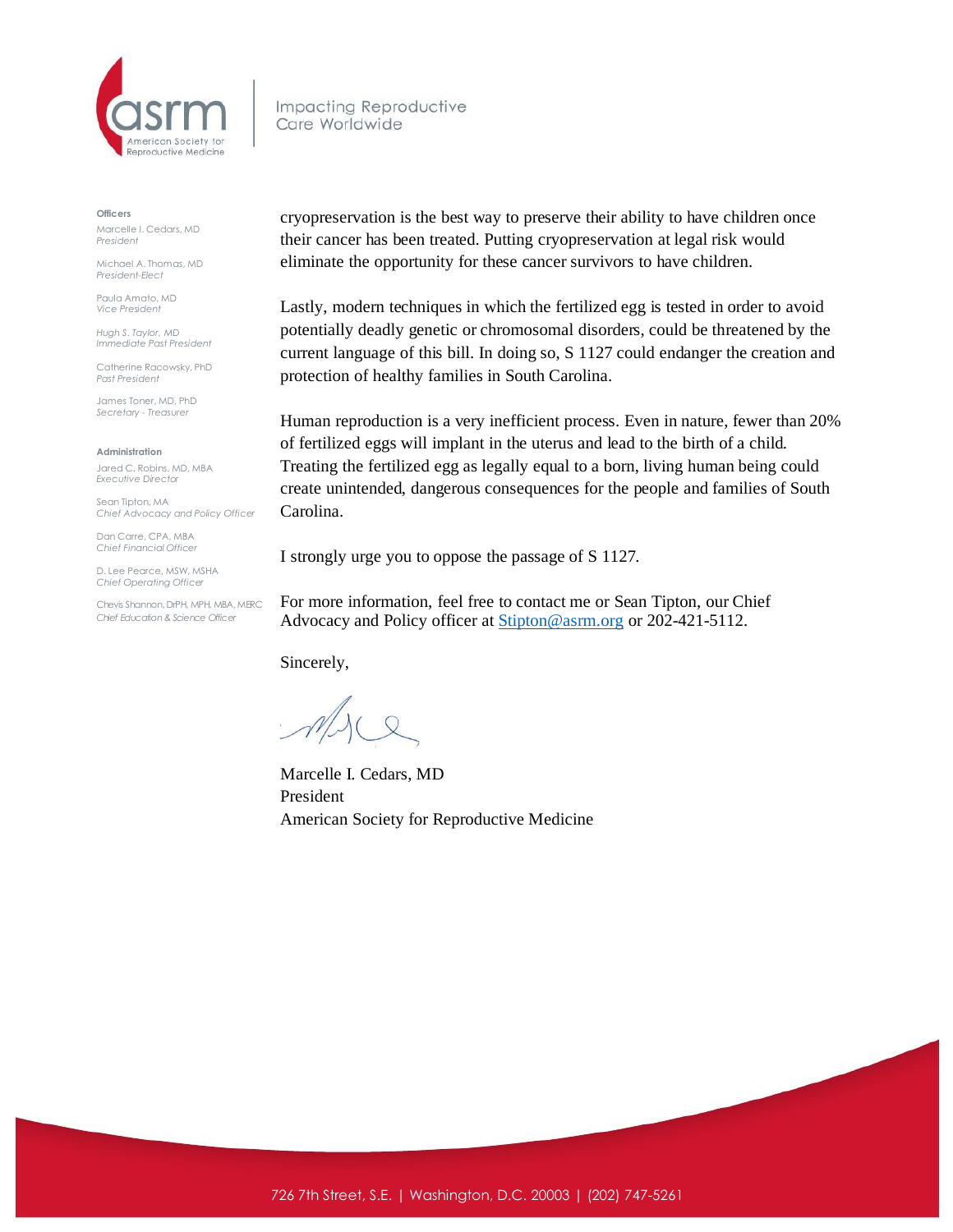**Officers**

Marcelle I. Cedars, MD
*President*

Michael A. Thomas, MD
*President-Elect*

Paula Amato, MD
*Vice President*

Hugh S. Taylor, MD
*Immediate Past President*

Catherine Racowsky, PhD
*Past President*

James Toner, MD, PhD
*Secretary - Treasurer*

**Administration**

Jared C. Robins, MD, MBA
*Executive Director*

Sean Tipton, MA
*Chief Advocacy and Policy Officer*

Dan Carre, CPA, MBA
*Chief Financial Officer*

D. Lee Pearce, MSW, MSHA
*Chief Operating Officer*

Chevis Shannon, DrPH, MPH, MBA, MERC
*Chief Education & Science Officer*

cryopreservation is the best way to preserve their ability to have children once their cancer has been treated. Putting cryopreservation at legal risk would eliminate the opportunity for these cancer survivors to have children.

Lastly, modern techniques in which the fertilized egg is tested in order to avoid potentially deadly genetic or chromosomal disorders, could be threatened by the current language of this bill. In doing so, S 1127 could endanger the creation and protection of healthy families in South Carolina.

Human reproduction is a very inefficient process. Even in nature, fewer than 20% of fertilized eggs will implant in the uterus and lead to the birth of a child. Treating the fertilized egg as legally equal to a born, living human being could create unintended, dangerous consequences for the people and families of South Carolina.

I strongly urge you to oppose the passage of S 1127.

For more information, feel free to contact me or Sean Tipton, our Chief Advocacy and Policy officer at Stipton@asrm.org or 202-421-5112.

Sincerely,

Marcelle I. Cedars, MD
President
American Society for Reproductive Medicine